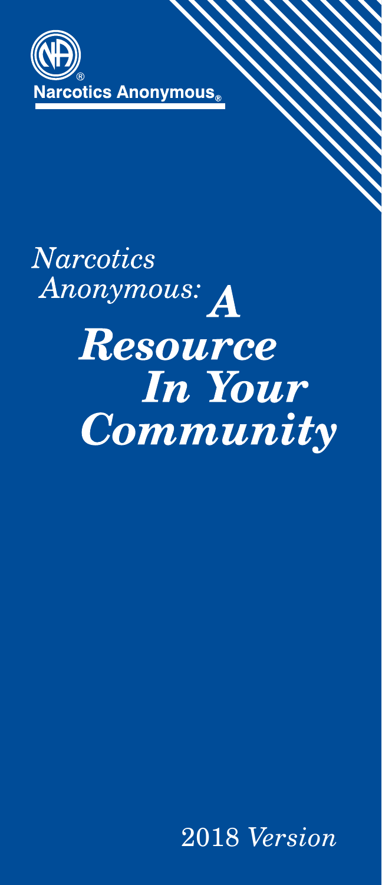Narcotics Anonymous®

# *Narcotics Anonymous: A Resource In Your Community*

2018 *Version*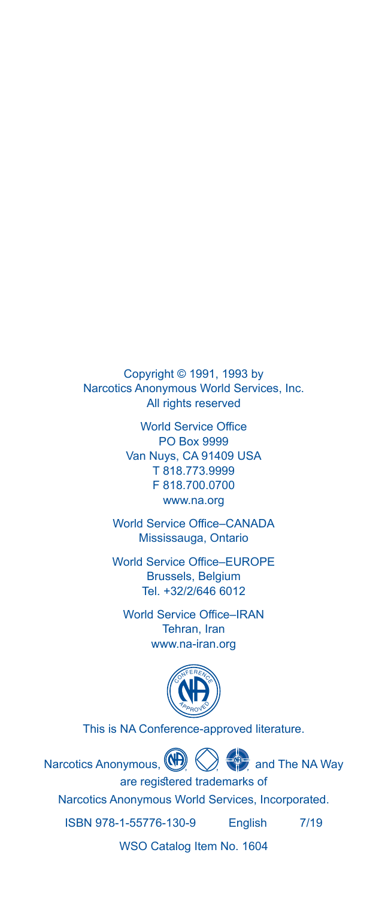Copyright © 1991, 1993 by
Narcotics Anonymous World Services, Inc.
All rights reserved

World Service Office
PO Box 9999
Van Nuys, CA 91409 USA
T 818.773.9999
F 818.700.0700
www.na.org

World Service Office–CANADA
Mississauga, Ontario

World Service Office–EUROPE
Brussels, Belgium
Tel. +32/2/646 6012

World Service Office–IRAN
Tehran, Iran
www.na-iran.org

This is NA Conference-approved literature.

Narcotics Anonymous, , , , and The NA Way
are registered trademarks of
Narcotics Anonymous World Services, Incorporated.

ISBN 978-1-55776-130-9 English 7/19

WSO Catalog Item No. 1604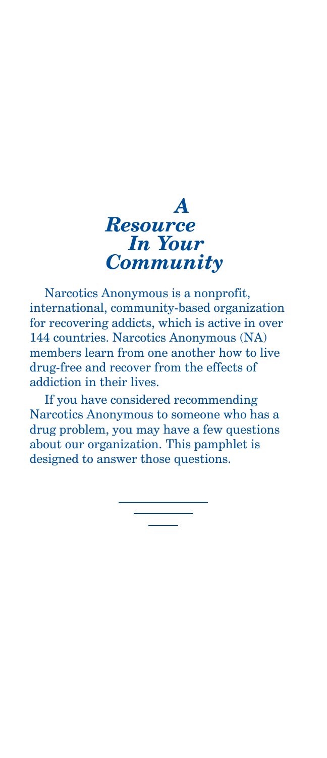# *A Resource In Your Community*

Narcotics Anonymous is a nonprofit, international, community-based organization for recovering addicts, which is active in over 144 countries. Narcotics Anonymous (NA) members learn from one another how to live drug-free and recover from the effects of addiction in their lives.

If you have considered recommending Narcotics Anonymous to someone who has a drug problem, you may have a few questions about our organization. This pamphlet is designed to answer those questions.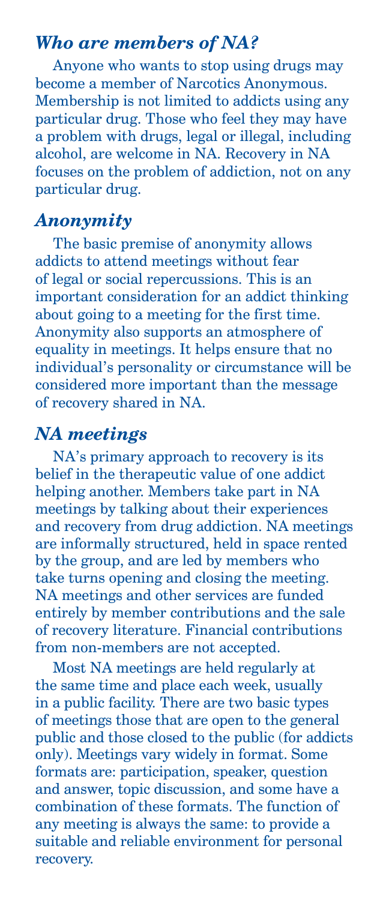### *Who are members of NA?*

Anyone who wants to stop using drugs may become a member of Narcotics Anonymous. Membership is not limited to addicts using any particular drug. Those who feel they may have a problem with drugs, legal or illegal, including alcohol, are welcome in NA. Recovery in NA focuses on the problem of addiction, not on any particular drug.

### *Anonymity*

The basic premise of anonymity allows addicts to attend meetings without fear of legal or social repercussions. This is an important consideration for an addict thinking about going to a meeting for the first time. Anonymity also supports an atmosphere of equality in meetings. It helps ensure that no individual's personality or circumstance will be considered more important than the message of recovery shared in NA.

### *NA meetings*

NA's primary approach to recovery is its belief in the therapeutic value of one addict helping another. Members take part in NA meetings by talking about their experiences and recovery from drug addiction. NA meetings are informally structured, held in space rented by the group, and are led by members who take turns opening and closing the meeting. NA meetings and other services are funded entirely by member contributions and the sale of recovery literature. Financial contributions from non-members are not accepted.

Most NA meetings are held regularly at the same time and place each week, usually in a public facility. There are two basic types of meetings those that are open to the general public and those closed to the public (for addicts only). Meetings vary widely in format. Some formats are: participation, speaker, question and answer, topic discussion, and some have a combination of these formats. The function of any meeting is always the same: to provide a suitable and reliable environment for personal recovery.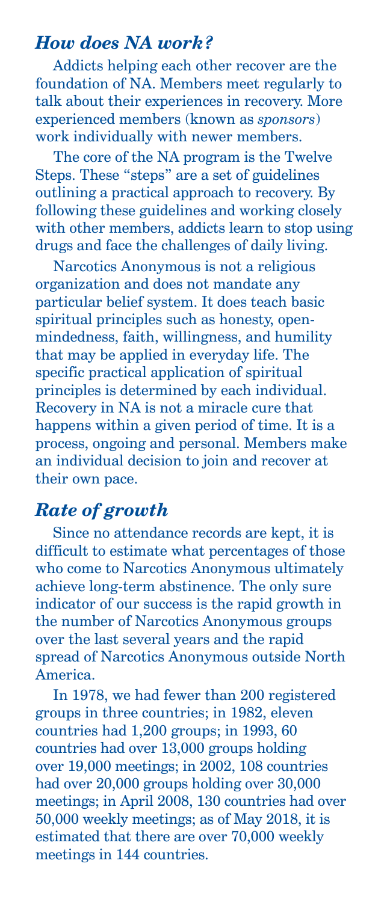## *How does NA work?*

Addicts helping each other recover are the foundation of NA. Members meet regularly to talk about their experiences in recovery. More experienced members (known as *sponsors*) work individually with newer members.

The core of the NA program is the Twelve Steps. These "steps" are a set of guidelines outlining a practical approach to recovery. By following these guidelines and working closely with other members, addicts learn to stop using drugs and face the challenges of daily living.

Narcotics Anonymous is not a religious organization and does not mandate any particular belief system. It does teach basic spiritual principles such as honesty, open-mindedness, faith, willingness, and humility that may be applied in everyday life. The specific practical application of spiritual principles is determined by each individual. Recovery in NA is not a miracle cure that happens within a given period of time. It is a process, ongoing and personal. Members make an individual decision to join and recover at their own pace.

## *Rate of growth*

Since no attendance records are kept, it is difficult to estimate what percentages of those who come to Narcotics Anonymous ultimately achieve long-term abstinence. The only sure indicator of our success is the rapid growth in the number of Narcotics Anonymous groups over the last several years and the rapid spread of Narcotics Anonymous outside North America.

In 1978, we had fewer than 200 registered groups in three countries; in 1982, eleven countries had 1,200 groups; in 1993, 60 countries had over 13,000 groups holding over 19,000 meetings; in 2002, 108 countries had over 20,000 groups holding over 30,000 meetings; in April 2008, 130 countries had over 50,000 weekly meetings; as of May 2018, it is estimated that there are over 70,000 weekly meetings in 144 countries.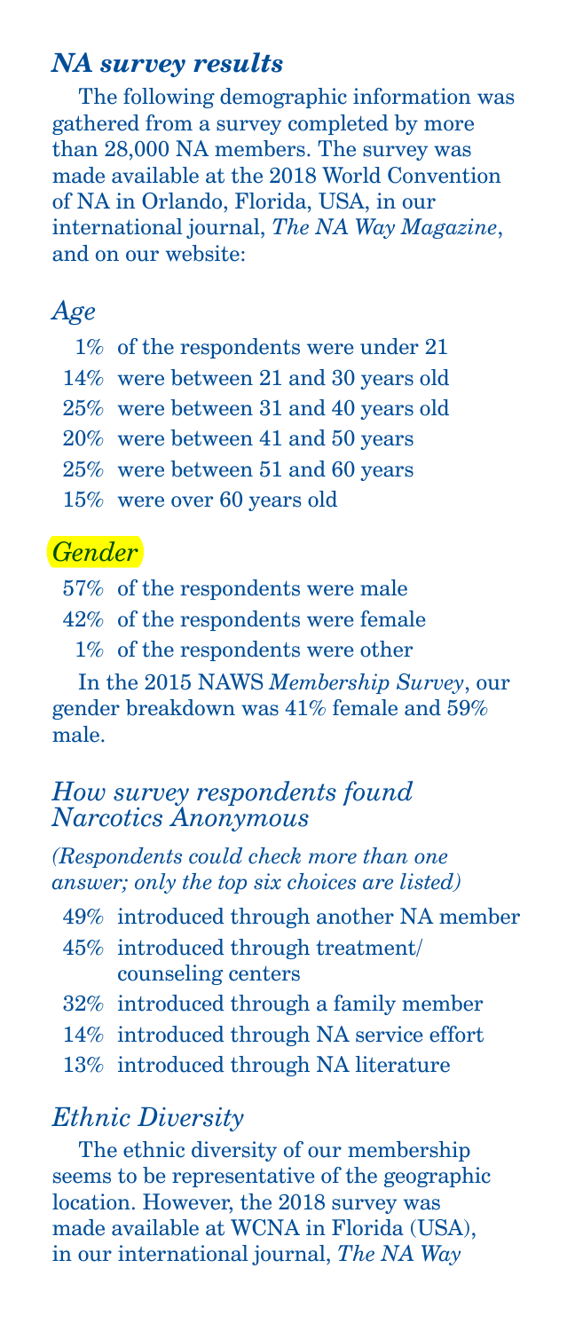## *NA survey results*

The following demographic information was gathered from a survey completed by more than 28,000 NA members. The survey was made available at the 2018 World Convention of NA in Orlando, Florida, USA, in our international journal, *The NA Way Magazine*, and on our website:

### *Age*

- 1% of the respondents were under 21
- 14% were between 21 and 30 years old
- 25% were between 31 and 40 years old
- 20% were between 41 and 50 years
- 25% were between 51 and 60 years
- 15% were over 60 years old

### *Gender*

- 57% of the respondents were male
- 42% of the respondents were female
- 1% of the respondents were other

In the 2015 NAWS *Membership Survey*, our gender breakdown was 41% female and 59% male.

### *How survey respondents found Narcotics Anonymous*

*(Respondents could check more than one answer; only the top six choices are listed)*

- 49% introduced through another NA member
- 45% introduced through treatment/counseling centers
- 32% introduced through a family member
- 14% introduced through NA service effort
- 13% introduced through NA literature

### *Ethnic Diversity*

The ethnic diversity of our membership seems to be representative of the geographic location. However, the 2018 survey was made available at WCNA in Florida (USA), in our international journal, *The NA Way*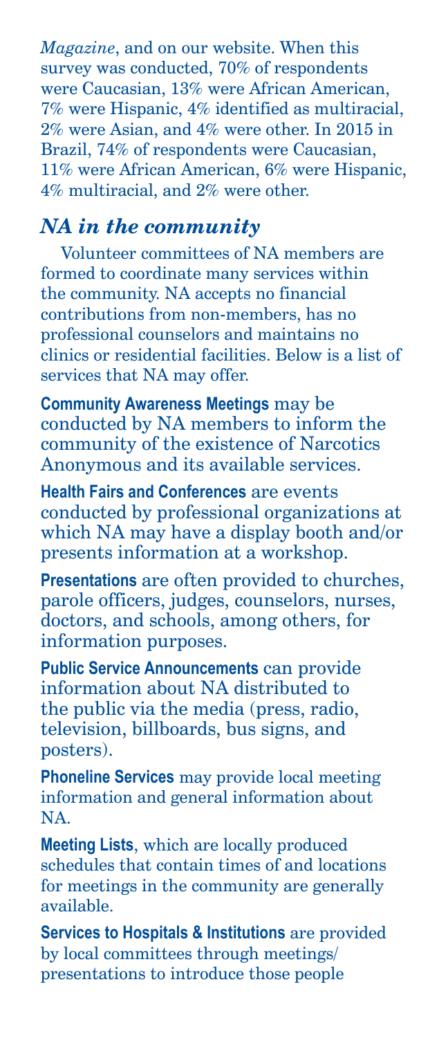*Magazine*, and on our website. When this survey was conducted, 70% of respondents were Caucasian, 13% were African American, 7% were Hispanic, 4% identified as multiracial, 2% were Asian, and 4% were other. In 2015 in Brazil, 74% of respondents were Caucasian, 11% were African American, 6% were Hispanic, 4% multiracial, and 2% were other.

## *NA in the community*

Volunteer committees of NA members are formed to coordinate many services within the community. NA accepts no financial contributions from non-members, has no professional counselors and maintains no clinics or residential facilities. Below is a list of services that NA may offer.

**Community Awareness Meetings** may be conducted by NA members to inform the community of the existence of Narcotics Anonymous and its available services.

**Health Fairs and Conferences** are events conducted by professional organizations at which NA may have a display booth and/or presents information at a workshop.

**Presentations** are often provided to churches, parole officers, judges, counselors, nurses, doctors, and schools, among others, for information purposes.

**Public Service Announcements** can provide information about NA distributed to the public via the media (press, radio, television, billboards, bus signs, and posters).

**Phoneline Services** may provide local meeting information and general information about NA.

**Meeting Lists**, which are locally produced schedules that contain times of and locations for meetings in the community are generally available.

**Services to Hospitals & Institutions** are provided by local committees through meetings/presentations to introduce those people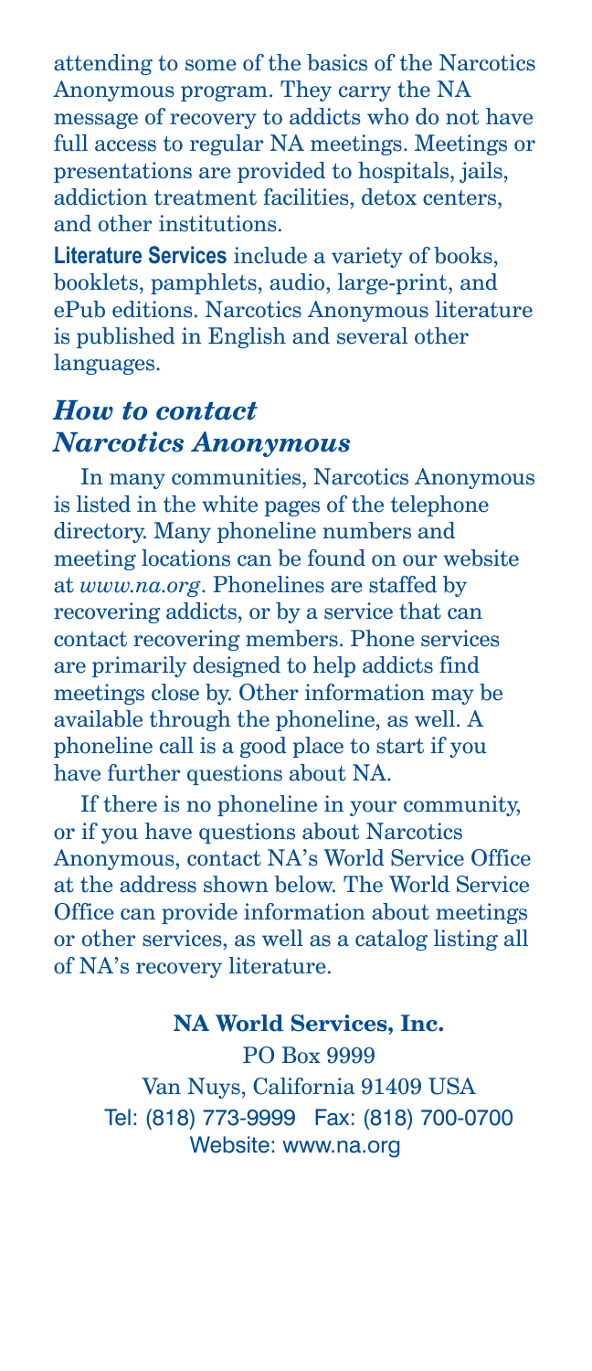attending to some of the basics of the Narcotics Anonymous program. They carry the NA message of recovery to addicts who do not have full access to regular NA meetings. Meetings or presentations are provided to hospitals, jails, addiction treatment facilities, detox centers, and other institutions.

**Literature Services** include a variety of books, booklets, pamphlets, audio, large-print, and ePub editions. Narcotics Anonymous literature is published in English and several other languages.

## *How to contact Narcotics Anonymous*

In many communities, Narcotics Anonymous is listed in the white pages of the telephone directory. Many phoneline numbers and meeting locations can be found on our website at *www.na.org*. Phonelines are staffed by recovering addicts, or by a service that can contact recovering members. Phone services are primarily designed to help addicts find meetings close by. Other information may be available through the phoneline, as well. A phoneline call is a good place to start if you have further questions about NA.

If there is no phoneline in your community, or if you have questions about Narcotics Anonymous, contact NA's World Service Office at the address shown below. The World Service Office can provide information about meetings or other services, as well as a catalog listing all of NA's recovery literature.

**NA World Services, Inc.**
PO Box 9999
Van Nuys, California 91409 USA
Tel: (818) 773-9999 Fax: (818) 700-0700
Website: www.na.org